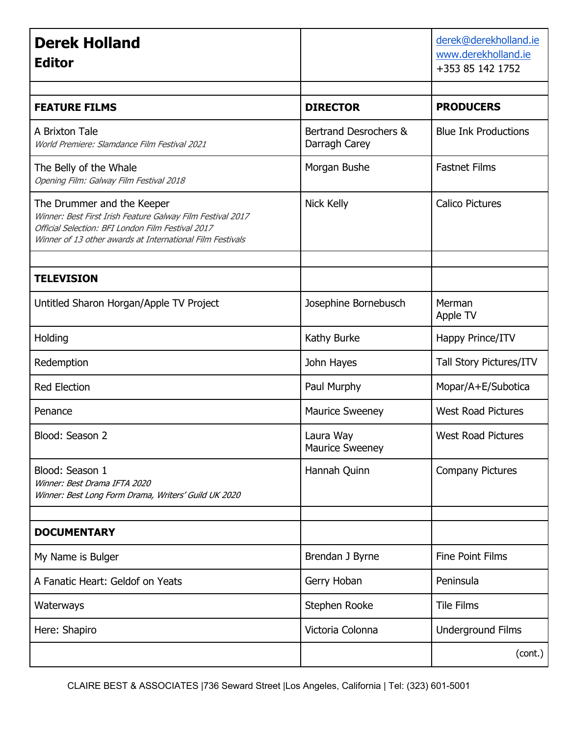# Derek Holland

## Editor

derek@derekholland.ie
www.derekholland.ie
+353 85 142 1752

| FEATURE FILMS | DIRECTOR | PRODUCERS |
|---|---|---|
| A Brixton Tale<br>*World Premiere: Slamdance Film Festival 2021* | Bertrand Desrochers & Darragh Carey | Blue Ink Productions |
| The Belly of the Whale<br>*Opening Film: Galway Film Festival 2018* | Morgan Bushe | Fastnet Films |
| The Drummer and the Keeper<br>*Winner: Best First Irish Feature Galway Film Festival 2017*<br>*Official Selection: BFI London Film Festival 2017*<br>*Winner of 13 other awards at International Film Festivals* | Nick Kelly | Calico Pictures |
| | | |
| **TELEVISION** | | |
| Untitled Sharon Horgan/Apple TV Project | Josephine Bornebusch | Merman<br>Apple TV |
| Holding | Kathy Burke | Happy Prince/ITV |
| Redemption | John Hayes | Tall Story Pictures/ITV |
| Red Election | Paul Murphy | Mopar/A+E/Subotica |
| Penance | Maurice Sweeney | West Road Pictures |
| Blood: Season 2 | Laura Way<br>Maurice Sweeney | West Road Pictures |
| Blood: Season 1<br>*Winner: Best Drama IFTA 2020*<br>*Winner: Best Long Form Drama, Writers' Guild UK 2020* | Hannah Quinn | Company Pictures |
| | | |
| **DOCUMENTARY** | | |
| My Name is Bulger | Brendan J Byrne | Fine Point Films |
| A Fanatic Heart: Geldof on Yeats | Gerry Hoban | Peninsula |
| Waterways | Stephen Rooke | Tile Films |
| Here: Shapiro | Victoria Colonna | Underground Films |
| | | (cont.) |

CLAIRE BEST & ASSOCIATES |736 Seward Street |Los Angeles, California | Tel: (323) 601-5001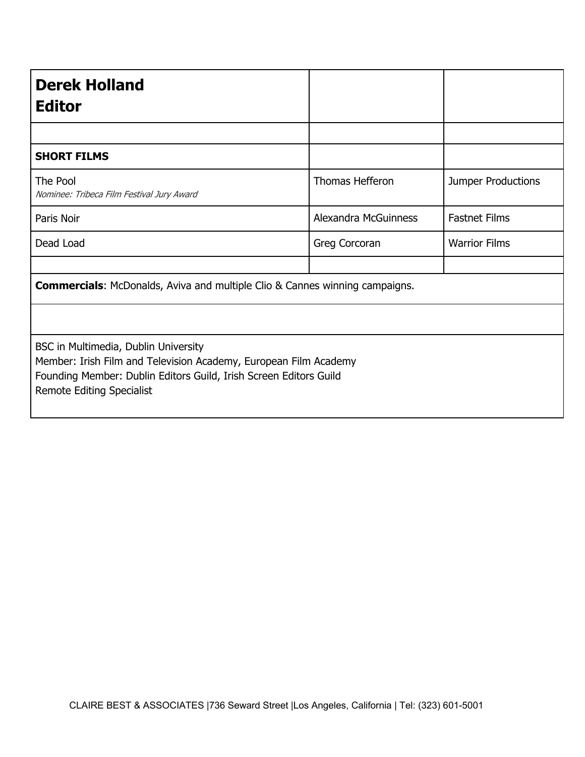| | | |
|---|---|---|
| **Derek Holland**<br>**Editor** | | |
| | | |
| **SHORT FILMS** | | |
| The Pool<br>*Nominee: Tribeca Film Festival Jury Award* | Thomas Hefferon | Jumper Productions |
| Paris Noir | Alexandra McGuinness | Fastnet Films |
| Dead Load | Greg Corcoran | Warrior Films |
| | | |

**Commercials**: McDonalds, Aviva and multiple Clio & Cannes winning campaigns.

BSC in Multimedia, Dublin University
Member: Irish Film and Television Academy, European Film Academy
Founding Member: Dublin Editors Guild, Irish Screen Editors Guild
Remote Editing Specialist

CLAIRE BEST & ASSOCIATES |736 Seward Street |Los Angeles, California | Tel: (323) 601-5001